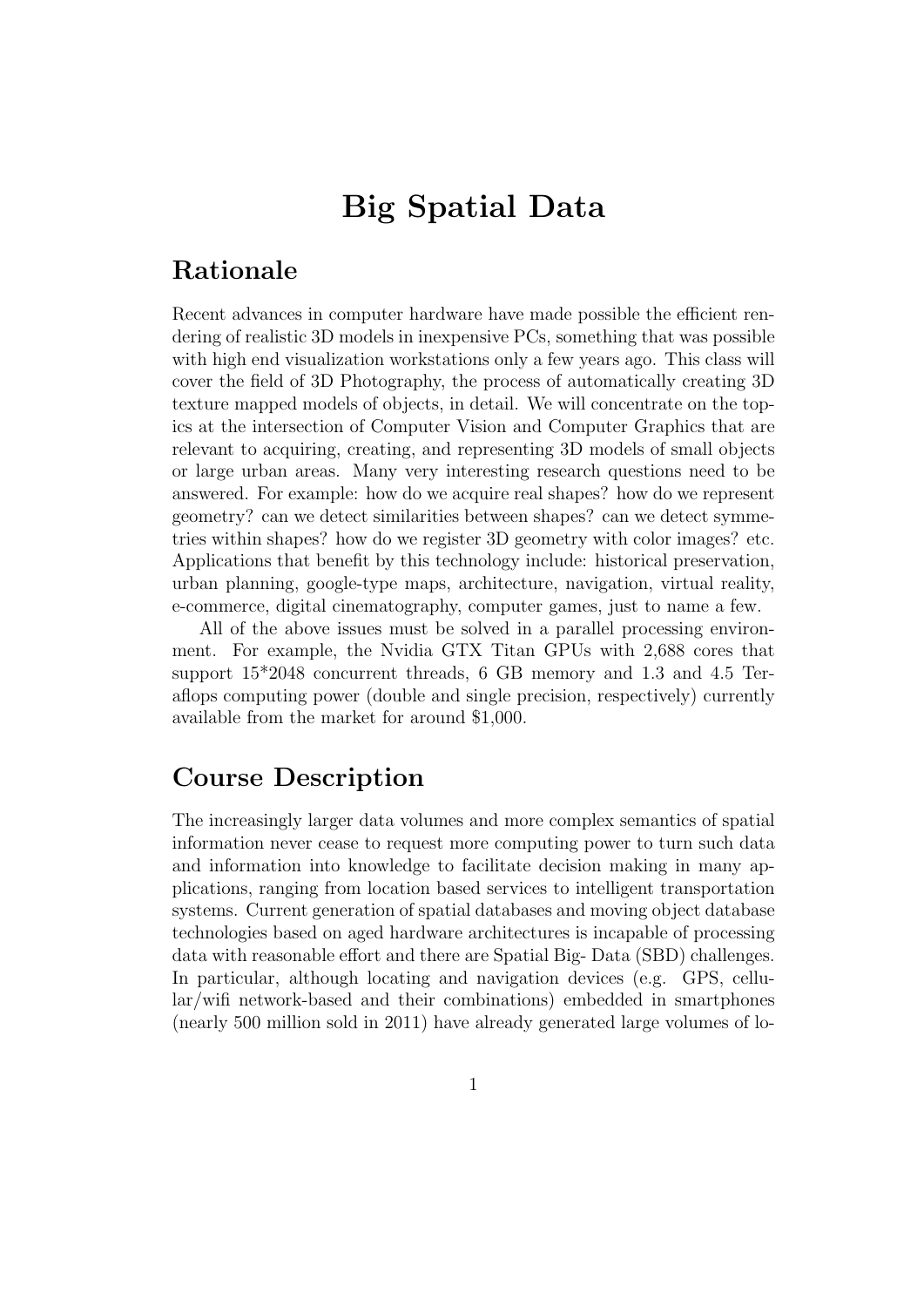# Big Spatial Data

## Rationale

Recent advances in computer hardware have made possible the efficient rendering of realistic 3D models in inexpensive PCs, something that was possible with high end visualization workstations only a few years ago. This class will cover the field of 3D Photography, the process of automatically creating 3D texture mapped models of objects, in detail. We will concentrate on the topics at the intersection of Computer Vision and Computer Graphics that are relevant to acquiring, creating, and representing 3D models of small objects or large urban areas. Many very interesting research questions need to be answered. For example: how do we acquire real shapes? how do we represent geometry? can we detect similarities between shapes? can we detect symmetries within shapes? how do we register 3D geometry with color images? etc. Applications that benefit by this technology include: historical preservation, urban planning, google-type maps, architecture, navigation, virtual reality, e-commerce, digital cinematography, computer games, just to name a few.

All of the above issues must be solved in a parallel processing environment. For example, the Nvidia GTX Titan GPUs with 2,688 cores that support 15*2048 concurrent threads, 6 GB memory and 1.3 and 4.5 Teraflops computing power (double and single precision, respectively) currently available from the market for around $1,000.

## Course Description

The increasingly larger data volumes and more complex semantics of spatial information never cease to request more computing power to turn such data and information into knowledge to facilitate decision making in many applications, ranging from location based services to intelligent transportation systems. Current generation of spatial databases and moving object database technologies based on aged hardware architectures is incapable of processing data with reasonable effort and there are Spatial Big- Data (SBD) challenges. In particular, although locating and navigation devices (e.g. GPS, cellular/wifi network-based and their combinations) embedded in smartphones (nearly 500 million sold in 2011) have already generated large volumes of lo-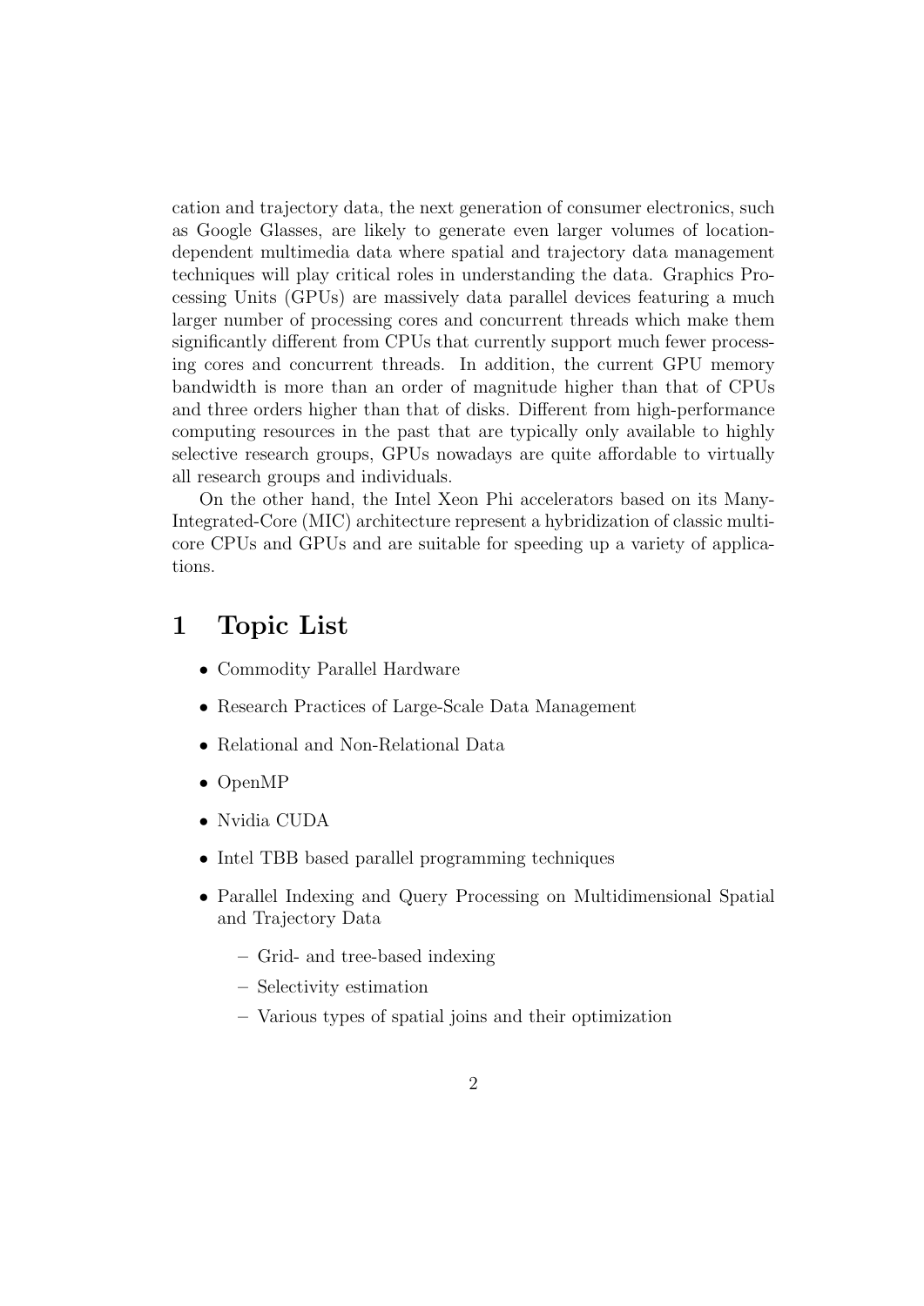cation and trajectory data, the next generation of consumer electronics, such as Google Glasses, are likely to generate even larger volumes of location-dependent multimedia data where spatial and trajectory data management techniques will play critical roles in understanding the data. Graphics Processing Units (GPUs) are massively data parallel devices featuring a much larger number of processing cores and concurrent threads which make them significantly different from CPUs that currently support much fewer processing cores and concurrent threads. In addition, the current GPU memory bandwidth is more than an order of magnitude higher than that of CPUs and three orders higher than that of disks. Different from high-performance computing resources in the past that are typically only available to highly selective research groups, GPUs nowadays are quite affordable to virtually all research groups and individuals.

On the other hand, the Intel Xeon Phi accelerators based on its Many-Integrated-Core (MIC) architecture represent a hybridization of classic multi-core CPUs and GPUs and are suitable for speeding up a variety of applications.

# 1 Topic List

- Commodity Parallel Hardware
- Research Practices of Large-Scale Data Management
- Relational and Non-Relational Data
- OpenMP
- Nvidia CUDA
- Intel TBB based parallel programming techniques
- Parallel Indexing and Query Processing on Multidimensional Spatial and Trajectory Data
  - Grid- and tree-based indexing
  - Selectivity estimation
  - Various types of spatial joins and their optimization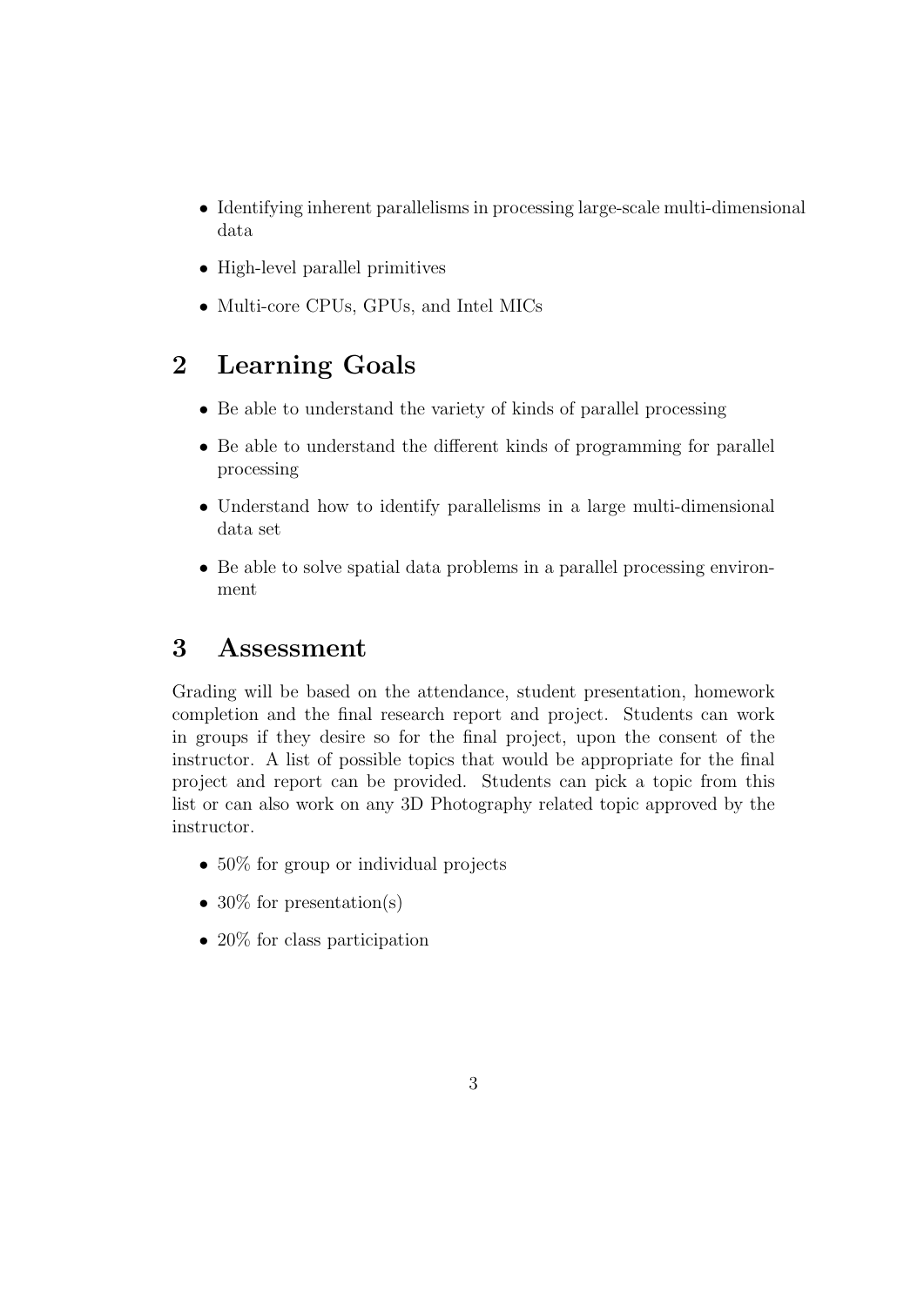- Identifying inherent parallelisms in processing large-scale multi-dimensional data
- High-level parallel primitives
- Multi-core CPUs, GPUs, and Intel MICs

## 2 Learning Goals

- Be able to understand the variety of kinds of parallel processing
- Be able to understand the different kinds of programming for parallel processing
- Understand how to identify parallelisms in a large multi-dimensional data set
- Be able to solve spatial data problems in a parallel processing environment

## 3 Assessment

Grading will be based on the attendance, student presentation, homework completion and the final research report and project. Students can work in groups if they desire so for the final project, upon the consent of the instructor. A list of possible topics that would be appropriate for the final project and report can be provided. Students can pick a topic from this list or can also work on any 3D Photography related topic approved by the instructor.

- 50% for group or individual projects
- 30% for presentation(s)
- 20% for class participation